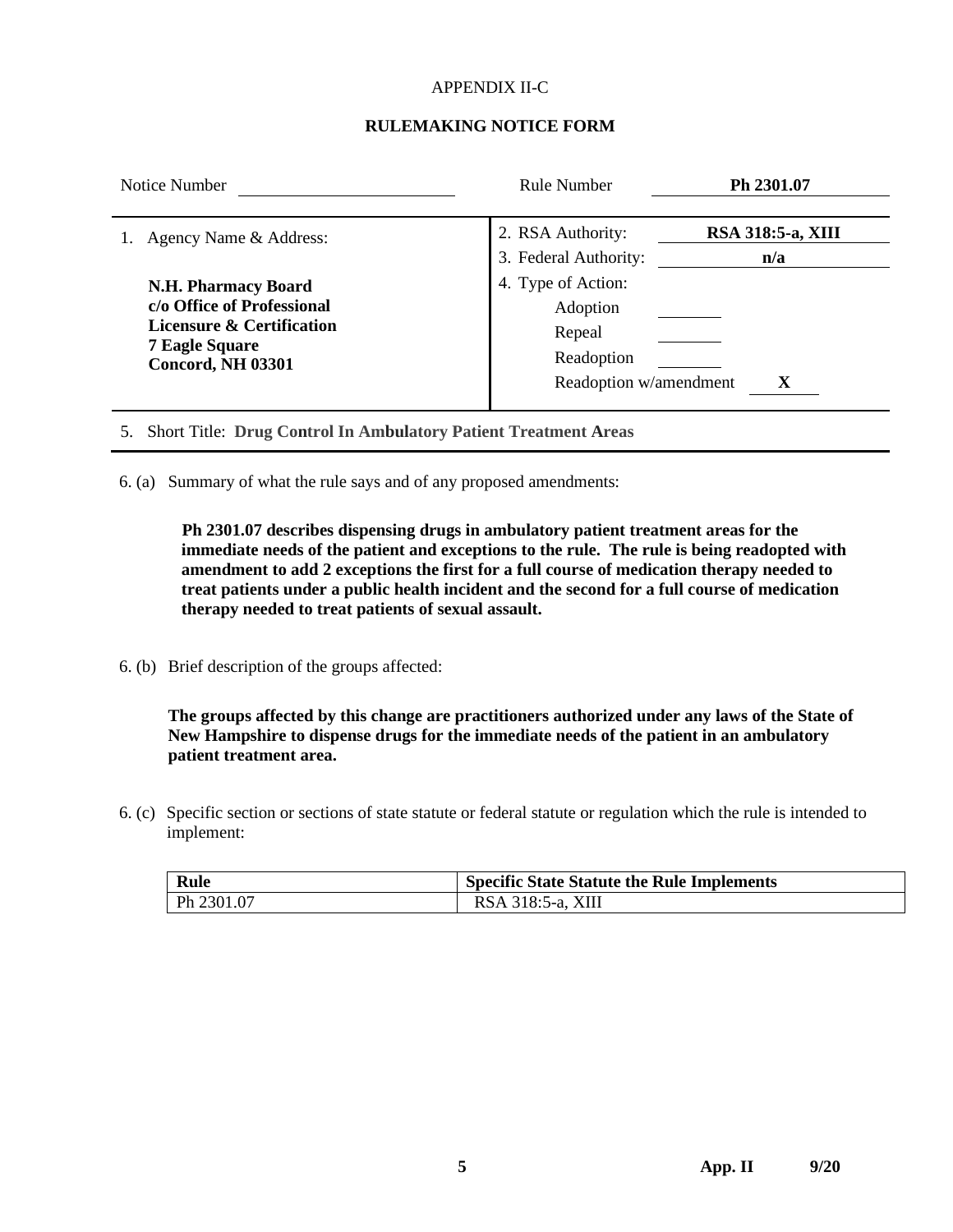APPENDIX II-C

## RULEMAKING NOTICE FORM

Notice Number ______________ Rule Number **Ph 2301.07**

1. Agency Name & Address:

   **N.H. Pharmacy Board**
   **c/o Office of Professional Licensure & Certification**
   **7 Eagle Square**
   **Concord, NH 03301**

2. RSA Authority: **RSA 318:5-a, XIII**
3. Federal Authority: **n/a**
4. Type of Action:
   - Adoption ______
   - Repeal ______
   - Readoption ______
   - Readoption w/amendment **X**

5. Short Title: **Drug Control In Ambulatory Patient Treatment Areas**

6. (a) Summary of what the rule says and of any proposed amendments:

**Ph 2301.07 describes dispensing drugs in ambulatory patient treatment areas for the immediate needs of the patient and exceptions to the rule. The rule is being readopted with amendment to add 2 exceptions the first for a full course of medication therapy needed to treat patients under a public health incident and the second for a full course of medication therapy needed to treat patients of sexual assault.**

6. (b) Brief description of the groups affected:

**The groups affected by this change are practitioners authorized under any laws of the State of New Hampshire to dispense drugs for the immediate needs of the patient in an ambulatory patient treatment area.**

6. (c) Specific section or sections of state statute or federal statute or regulation which the rule is intended to implement:

| Rule | Specific State Statute the Rule Implements |
|---|---|
| Ph 2301.07 | RSA 318:5-a, XIII |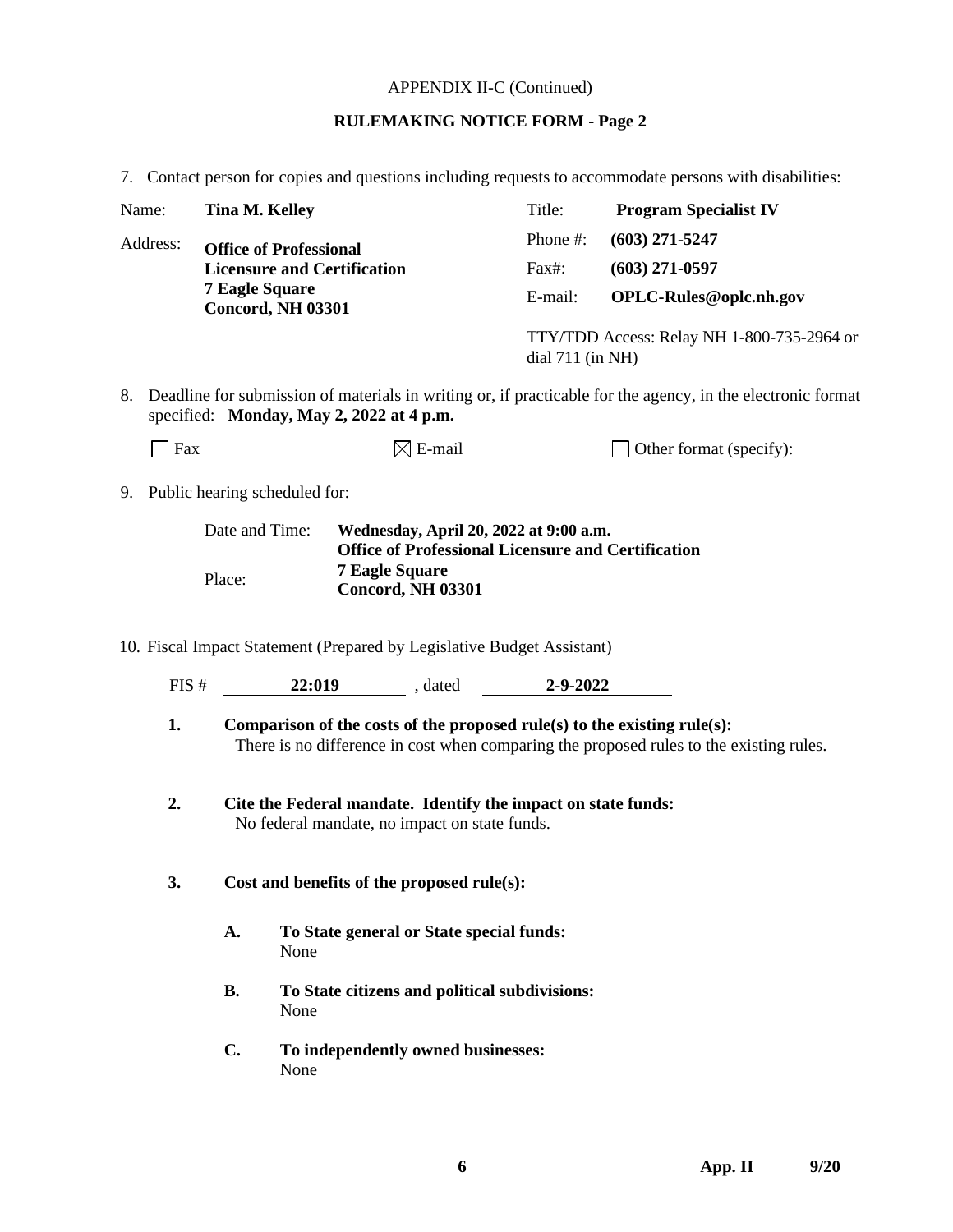APPENDIX II-C (Continued)

**RULEMAKING NOTICE FORM - Page 2**

7. Contact person for copies and questions including requests to accommodate persons with disabilities:

| | | | |
|---|---|---|---|
| Name: | **Tina M. Kelley** | Title: | **Program Specialist IV** |
| Address: | **Office of Professional Licensure and Certification 7 Eagle Square Concord, NH 03301** | Phone #: | **(603) 271-5247** |
| | | Fax#: | **(603) 271-0597** |
| | | E-mail: | **OPLC-Rules@oplc.nh.gov** |
| | | TTY/TDD Access: Relay NH 1-800-735-2964 or dial 711 (in NH) | |

8. Deadline for submission of materials in writing or, if practicable for the agency, in the electronic format specified: **Monday, May 2, 2022 at 4 p.m.**

☐ Fax ☒ E-mail ☐ Other format (specify):

9. Public hearing scheduled for:

| | |
|---|---|
| Date and Time: | **Wednesday, April 20, 2022 at 9:00 a.m.** |
| Place: | **Office of Professional Licensure and Certification 7 Eagle Square Concord, NH 03301** |

10. Fiscal Impact Statement (Prepared by Legislative Budget Assistant)

FIS # **22:019** , dated **2-9-2022**

**1. Comparison of the costs of the proposed rule(s) to the existing rule(s):**
There is no difference in cost when comparing the proposed rules to the existing rules.

**2. Cite the Federal mandate. Identify the impact on state funds:**
No federal mandate, no impact on state funds.

**3. Cost and benefits of the proposed rule(s):**

**A. To State general or State special funds:**
None

**B. To State citizens and political subdivisions:**
None

**C. To independently owned businesses:**
None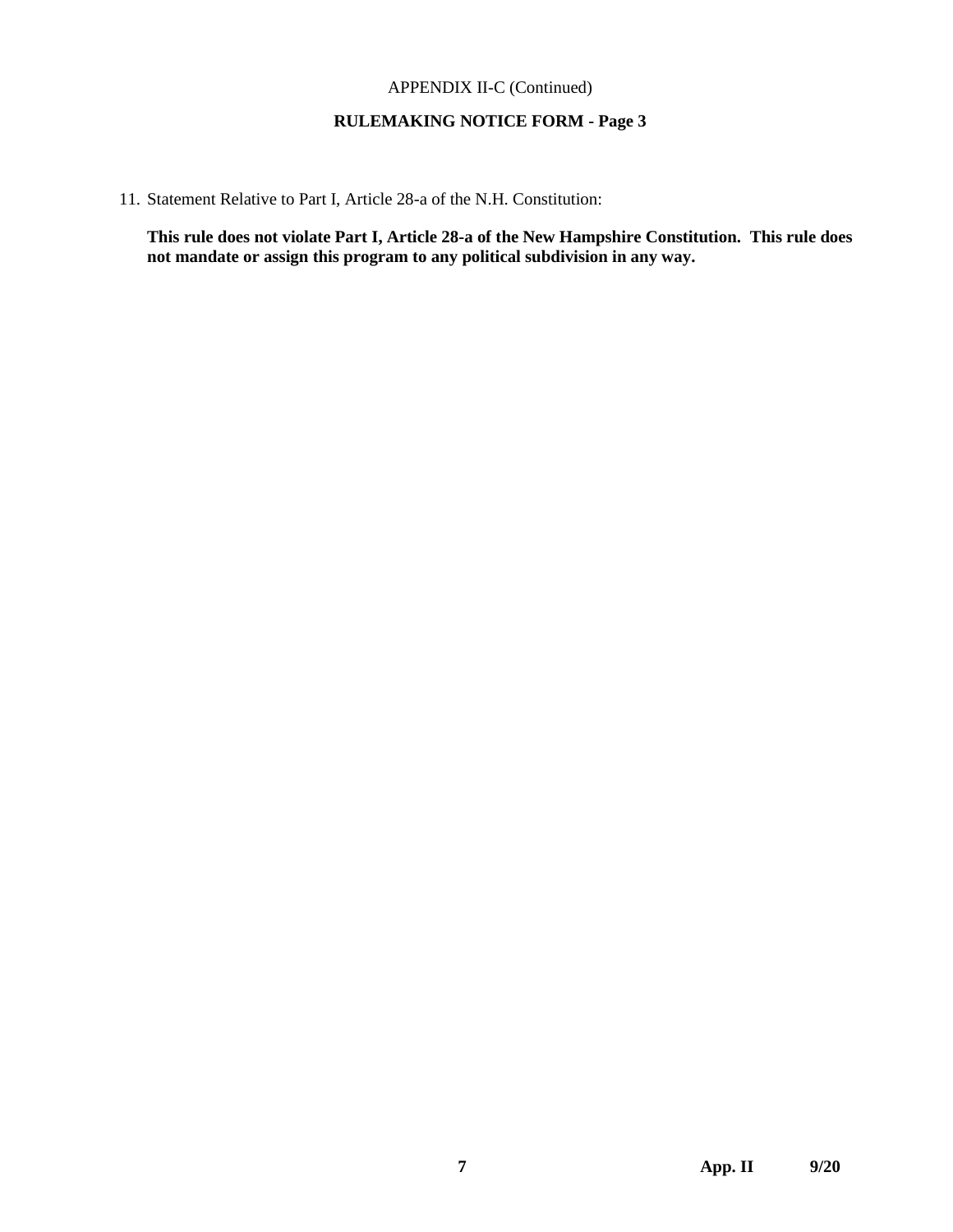APPENDIX II-C (Continued)

**RULEMAKING NOTICE FORM - Page 3**

11. Statement Relative to Part I, Article 28-a of the N.H. Constitution:

    **This rule does not violate Part I, Article 28-a of the New Hampshire Constitution. This rule does not mandate or assign this program to any political subdivision in any way.**